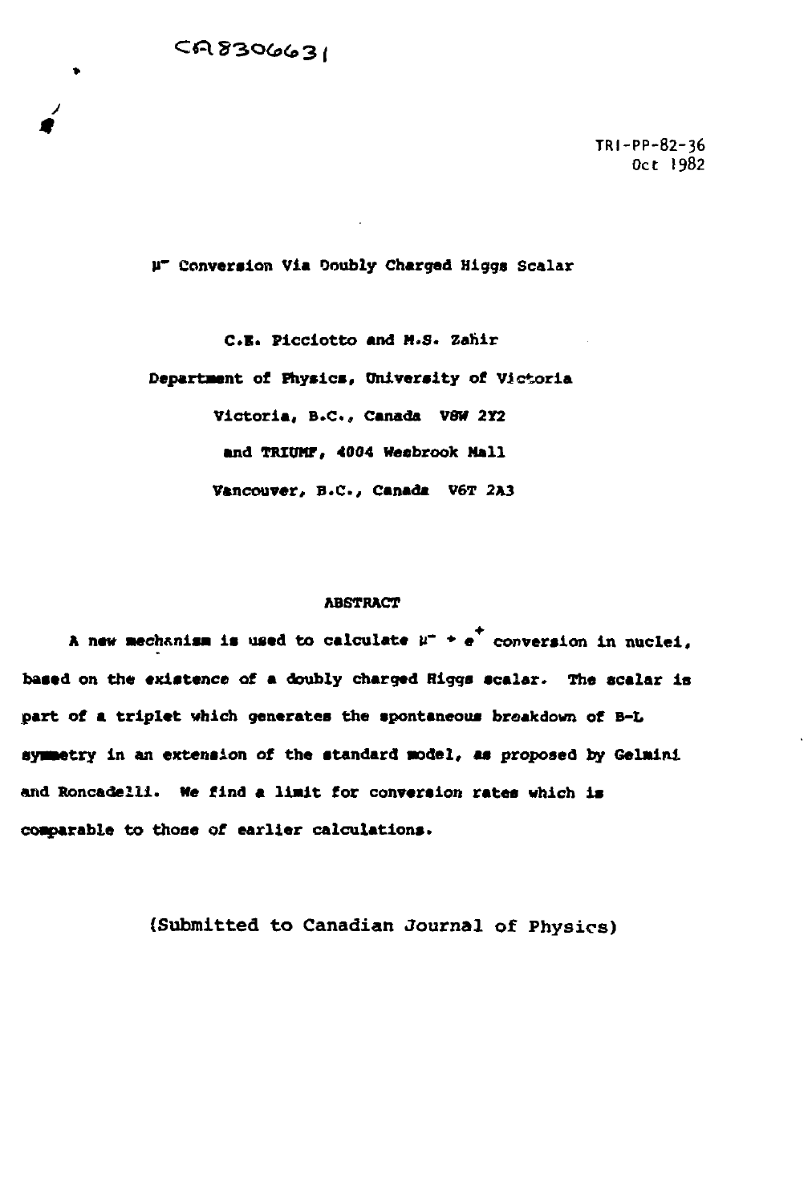CA8306631

TRI-PP-82-36
Oct 1982

# $\mu^-$ Conversion Via Doubly Charged Higgs Scalar

C.E. Picciotto and M.S. Zahir

Department of Physics, University of Victoria

Victoria, B.C., Canada V8W 2Y2

and TRIUMF, 4004 Wesbrook Mall

Vancouver, B.C., Canada V6T 2A3

## ABSTRACT

A new mechanism is used to calculate $\mu^- \rightarrow e^+$ conversion in nuclei, based on the existence of a doubly charged Higgs scalar. The scalar is part of a triplet which generates the spontaneous breakdown of B-L symmetry in an extension of the standard model, as proposed by Gelmini and Roncadelli. We find a limit for conversion rates which is comparable to those of earlier calculations.

(Submitted to Canadian Journal of Physics)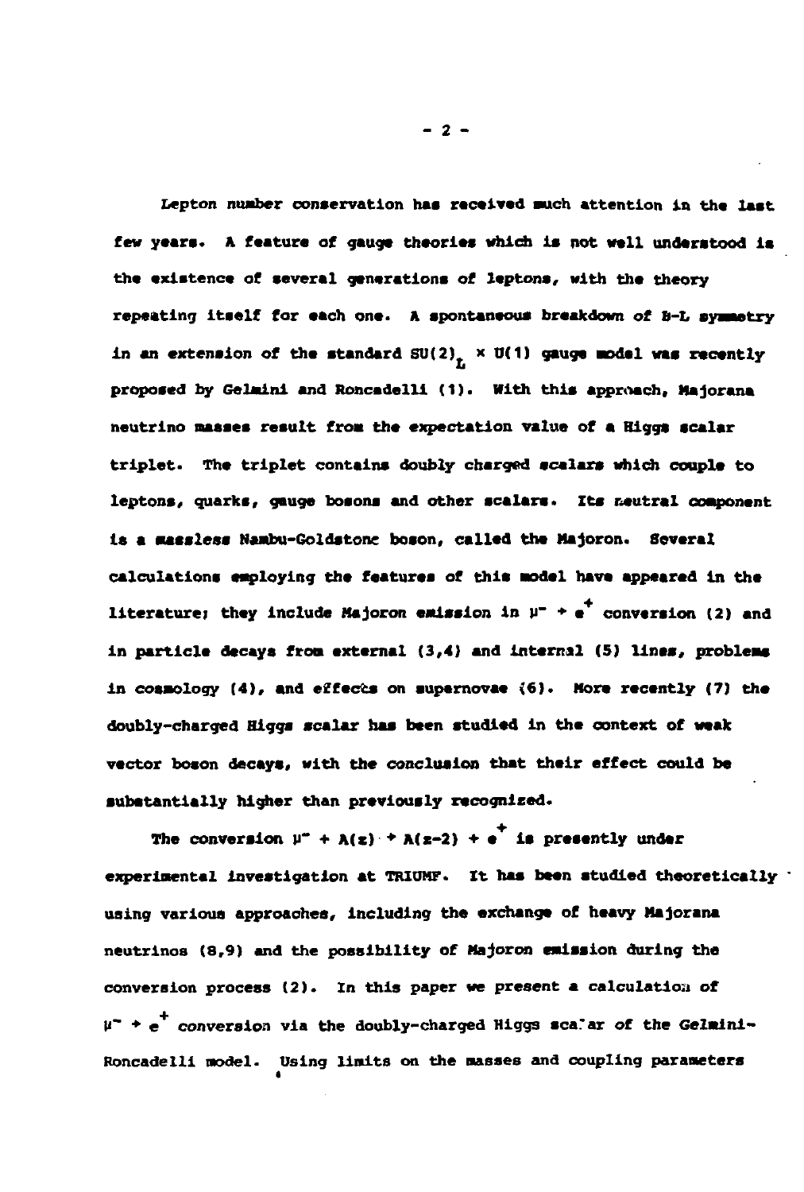Lepton number conservation has received much attention in the last few years. A feature of gauge theories which is not well understood is the existence of several generations of leptons, with the theory repeating itself for each one. A spontaneous breakdown of B-L symmetry in an extension of the standard $SU(2)_L \times U(1)$ gauge model was recently proposed by Gelmini and Roncadelli (1). With this approach, Majorana neutrino masses result from the expectation value of a Higgs scalar triplet. The triplet contains doubly charged scalars which couple to leptons, quarks, gauge bosons and other scalars. Its neutral component is a massless Nambu-Goldstone boson, called the Majoron. Several calculations employing the features of this model have appeared in the literature; they include Majoron emission in $\mu^- \to e^+$ conversion (2) and in particle decays from external (3,4) and internal (5) lines, problems in cosmology (4), and effects on supernovae (6). More recently (7) the doubly-charged Higgs scalar has been studied in the context of weak vector boson decays, with the conclusion that their effect could be substantially higher than previously recognized.

The conversion $\mu^- + A(z) \to A(z-2) + e^+$ is presently under experimental investigation at TRIUMF. It has been studied theoretically using various approaches, including the exchange of heavy Majorana neutrinos (8,9) and the possibility of Majoron emission during the conversion process (2). In this paper we present a calculation of $\mu^- \to e^+$ conversion via the doubly-charged Higgs scalar of the Gelmini-Roncadelli model. Using limits on the masses and coupling parameters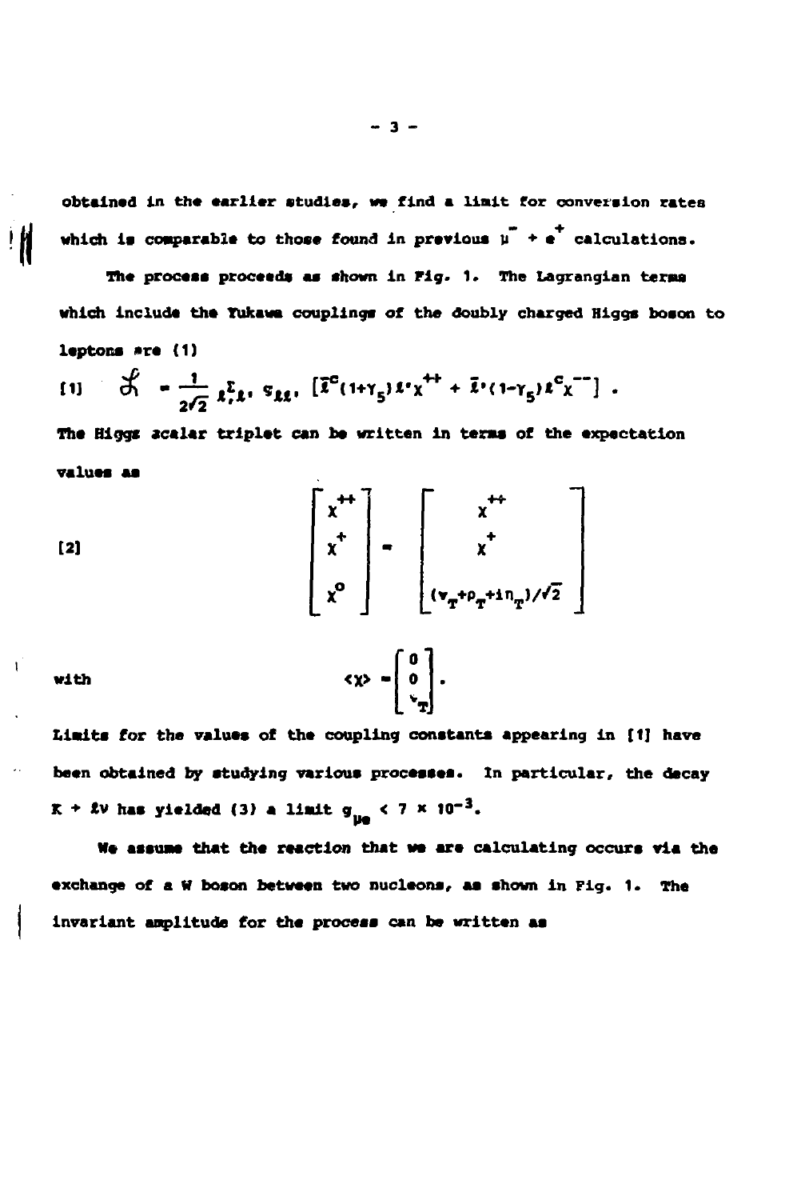obtained in the earlier studies, we find a limit for conversion rates which is comparable to those found in previous $\mu^- \to e^+$ calculations.

The process proceeds as shown in Fig. 1. The Lagrangian terms which include the Yukawa couplings of the doubly charged Higgs boson to leptons are (1)

$$[1] \quad \mathcal{L} = \frac{1}{2\sqrt{2}} \sum_{\ell,\ell'} g_{\ell\ell'} \left[ \bar{\ell}^c (1+\gamma_5) \ell' \chi^{++} + \bar{\ell}' (1-\gamma_5) \ell^c \chi^{--} \right] .$$

The Higgs scalar triplet can be written in terms of the expectation values as

$$[2] \quad \begin{bmatrix} \chi^{++} \\ \chi^{+} \\ \chi^{0} \end{bmatrix} = \begin{bmatrix} \chi^{++} \\ \chi^{+} \\ (v_T + \rho_T + i\eta_T)/\sqrt{2} \end{bmatrix}$$

with

$$\langle\chi\rangle = \begin{bmatrix} 0 \\ 0 \\ v_T \end{bmatrix} .$$

Limits for the values of the coupling constants appearing in [1] have been obtained by studying various processes. In particular, the decay $K \to \ell\nu$ has yielded (3) a limit $g_{\mu e} < 7 \times 10^{-3}$.

We assume that the reaction that we are calculating occurs via the exchange of a W boson between two nucleons, as shown in Fig. 1. The invariant amplitude for the process can be written as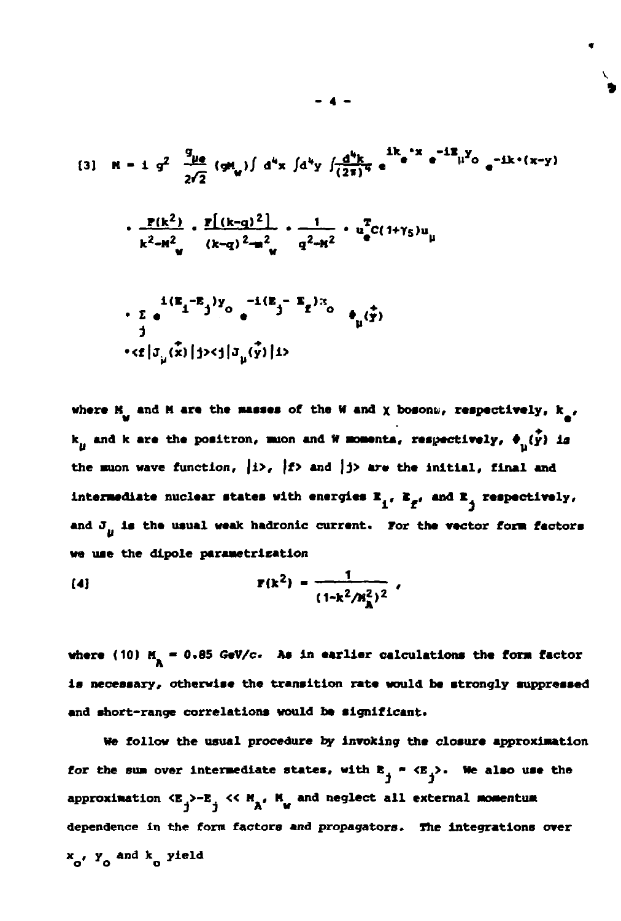$$
[3] \quad M = i\, g^2 \, \frac{g_{\mu e}}{2\sqrt{2}} \, (g M_w) \int d^4x \int d^4y \int \frac{d^4k}{(2\pi)^4} \, e^{ik_e \cdot x} \, e^{-iE_\mu y_o} \, e^{-ik\cdot(x-y)}
$$

$$
\cdot \frac{F(k^2)}{k^2 - M_w^2} \cdot \frac{F[(k-q)^2]}{(k-q)^2 - m_w^2} \cdot \frac{1}{q^2 - M^2} \cdot u_e^T C (1+\gamma_5) u_\mu
$$

$$
\cdot \sum_j e^{i(E_i - E_j) y_o} \, e^{-i(E_j - E_f) x_o} \, \phi_\mu(\vec{y})
$$

$$
\cdot \langle f | J_\mu(\vec{x}) | j \rangle \langle j | J_\mu(\vec{y}) | i \rangle
$$

where $M_w$ and $M$ are the masses of the W and $\chi$ bosons, respectively, $k_e$, $k_\mu$ and $k$ are the positron, muon and W momenta, respectively, $\phi_\mu(\vec{y})$ is the muon wave function, $|i\rangle$, $|f\rangle$ and $|j\rangle$ are the initial, final and intermediate nuclear states with energies $E_i$, $E_f$, and $E_j$ respectively, and $J_\mu$ is the usual weak hadronic current. For the vector form factors we use the dipole parametrization

$$
[4] \qquad F(k^2) = \frac{1}{(1 - k^2/M_A^2)^2} \, ,
$$

where (10) $M_A = 0.85$ GeV/c. As in earlier calculations the form factor is necessary, otherwise the transition rate would be strongly suppressed and short-range correlations would be significant.

We follow the usual procedure by invoking the closure approximation for the sum over intermediate states, with $E_j \approx \langle E_j \rangle$. We also use the approximation $\langle E_j \rangle - E_j \ll M_A, M_w$ and neglect all external momentum dependence in the form factors and propagators. The integrations over $x_o$, $y_o$ and $k_o$ yield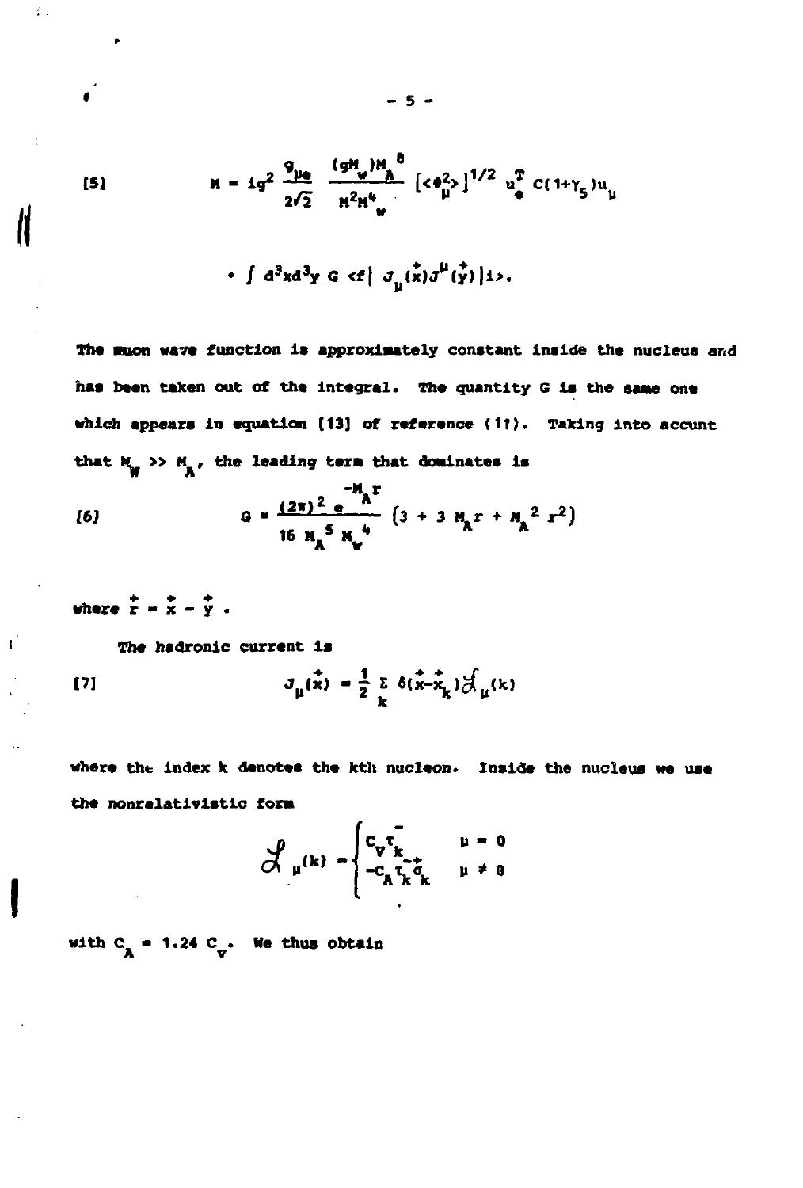$$M = i g^2 \frac{g_{\mu e}}{2\sqrt{2}} \frac{(gM_W)M_A^{\,8}}{M^2 M_W^4} \left[\langle \phi_\mu^2 \rangle\right]^{1/2} u_e^T\, C(1+\gamma_5) u_\mu \tag{5}$$

$$\cdot \int d^3x\, d^3y\; G \,\langle f |\; J_\mu(\vec{x}) J^\mu(\vec{y}) \,| i \rangle .$$

The muon wave function is approximately constant inside the nucleus and has been taken out of the integral. The quantity G is the same one which appears in equation [13] of reference (11). Taking into accunt that $M_W >> M_A$, the leading term that dominates is

$$G = \frac{(2\pi)^2\, e^{-M_A r}}{16\, M_A^{\,5}\, M_W^{\,4}} \left(3 + 3\, M_A r + M_A^{\,2}\, r^2\right) \tag{6}$$

where $\vec{r} = \vec{x} - \vec{y}$ .

The hadronic current is

$$J_\mu(\vec{x}) = \frac{1}{2} \sum_k \delta(\vec{x} - \vec{x}_k) \mathcal{J}_\mu(k) \tag{7}$$

where the index k denotes the kth nucleon. Inside the nucleus we use the nonrelativistic form

$$\mathcal{J}_\mu(k) = \begin{cases} C_V \tau_k^- & \mu = 0 \\ -C_A \tau_k^- \vec{\sigma}_k & \mu \neq 0 \end{cases}$$

with $C_A = 1.24\; C_V$. We thus obtain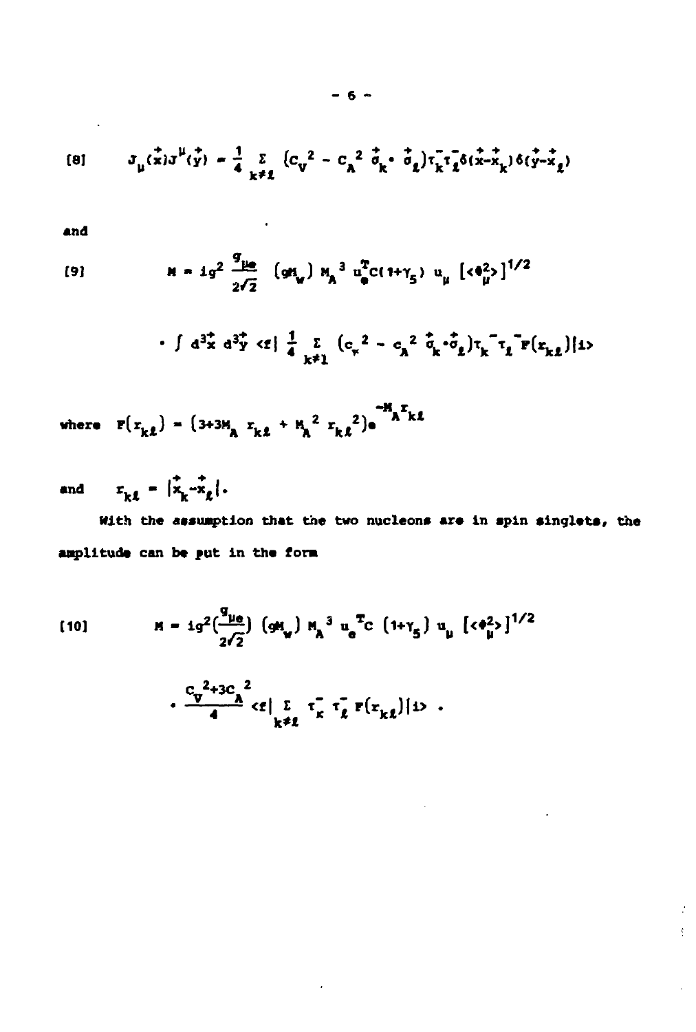$$[8] \qquad J_\mu(\vec{x}) J^\mu(\vec{y}) = \frac{1}{4} \sum_{k \neq \ell} \left( C_V^{\,2} - C_A^{\,2}\, \vec{\sigma}_k \cdot \vec{\sigma}_\ell \right) \tau_k^- \tau_\ell^- \delta(\vec{x}-\vec{x}_k)\, \delta(\vec{y}-\vec{x}_\ell)$$

and

$$[9] \qquad M = i g^2 \frac{g_{\mu e}}{2\sqrt{2}} \left( g M_W \right) M_A^{\,3}\, u_e^T C (1+\gamma_5)\, u_\mu \left[ \langle \phi_\mu^2 \rangle \right]^{1/2}$$

$$\cdot \int d^3\vec{x}\; d^3\vec{y}\; \langle f |\, \frac{1}{4} \sum_{k \neq l} \left( c_V^{\,2} - c_A^{\,2}\, \vec{\sigma}_k \cdot \vec{\sigma}_\ell \right) \tau_k^- \tau_\ell^- F(r_{k\ell}) | i \rangle$$

where $F(r_{k\ell}) = \left( 3 + 3M_A\, r_{k\ell} + M_A^{\,2}\, r_{k\ell}^{\,2} \right) e^{-M_A r_{k\ell}}$

and $\quad r_{k\ell} = |\vec{x}_k - \vec{x}_\ell|$.

With the assumption that the two nucleons are in spin singlets, the amplitude can be put in the form

$$[10] \qquad M = i g^2 \left( \frac{g_{\mu e}}{2\sqrt{2}} \right) \left( g M_W \right) M_A^{\,3}\, u_e^T C \left( 1+\gamma_5 \right) u_\mu \left[ \langle \phi_\mu^2 \rangle \right]^{1/2}$$

$$\cdot \frac{C_V^{\,2} + 3C_A^{\,2}}{4} \langle f |\, \sum_{k \neq \ell} \tau_k^- \tau_\ell^- F(r_{k\ell}) | i \rangle \; .$$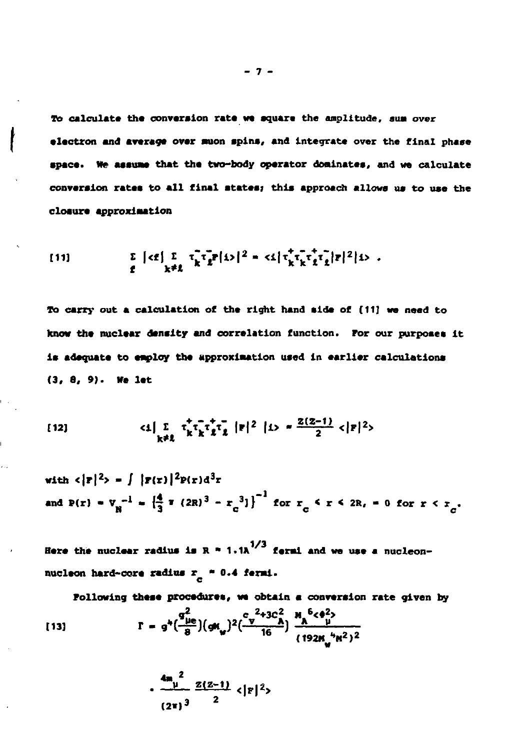To calculate the conversion rate we square the amplitude, sum over electron and average over muon spins, and integrate over the final phase space. We assume that the two-body operator dominates, and we calculate conversion rates to all final states; this approach allows us to use the closure approximation

$$\sum_{f} |\langle f| \sum_{k\neq \ell} \tau_k^- \tau_\ell^- F|i\rangle|^2 = \langle i|\tau_k^+ \tau_k^- \tau_\ell^+ \tau_\ell^- |F|^2|i\rangle \ . \tag{11}$$

To carry out a calculation of the right hand side of [11] we need to know the nuclear density and correlation function. For our purposes it is adequate to employ the approximation used in earlier calculations (3, 8, 9). We let

$$\langle i| \sum_{k\neq \ell} \tau_k^+ \tau_k^- \tau_\ell^+ \tau_\ell^- \ |F|^2 \ |i\rangle = \frac{Z(Z-1)}{2} \langle |F|^2\rangle \tag{12}$$

with $\langle |F|^2\rangle = \int |F(r)|^2 P(r) d^3r$

and $P(r) = V_N^{-1} = \{\frac{4}{3}\pi\,(2R)^3 - r_c^{\,3})\}^{-1}$ for $r_c < r < 2R$, $= 0$ for $r < r_c$.

Here the nuclear radius is $R = 1.1A^{1/3}$ fermi and we use a nucleon-nucleon hard-core radius $r_c = 0.4$ fermi.

Following these procedures, we obtain a conversion rate given by

$$\Gamma = g^4 \left(\frac{g_{\mu e}^2}{8}\right) (gM_W)^2 \left(\frac{c_V^{\,2} + 3C_A^2}{16}\right) \frac{M_A^{\,6} \langle \phi_\mu^2\rangle}{(192 M_W^{\,4} M^2)^2} \tag{13}$$

$$\cdot \frac{4m_\mu^{\,2}}{(2\pi)^3} \ \frac{Z(Z-1)}{2} \ \langle |F|^2\rangle$$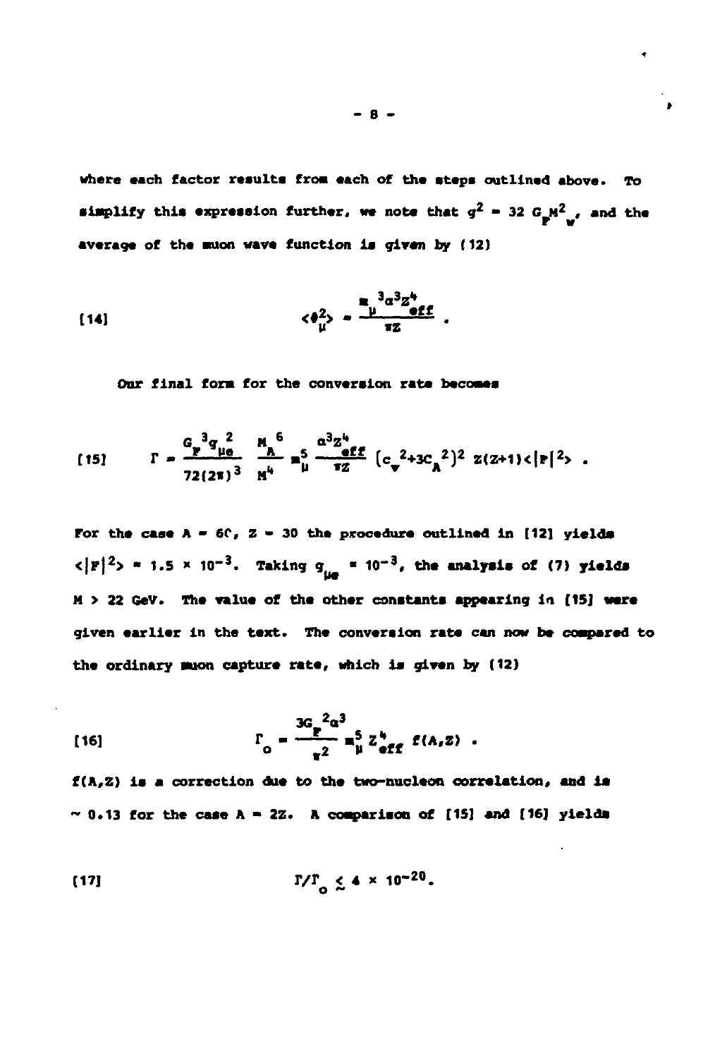where each factor results from each of the steps outlined above. To simplify this expression further, we note that $g^2 = 32\ G_F M_w^2$, and the average of the muon wave function is given by (12)

$$\langle \phi_\mu^2 \rangle = \frac{m_\mu^{\ 3} \alpha^3 Z_{eff}^4}{\pi Z} . \tag{14}$$

Our final form for the conversion rate becomes

$$\Gamma = \frac{G_F^{\ 3} g_{\mu e}^{\ 2}}{72(2\pi)^3} \frac{M_A^{\ 6}}{M^4} m_\mu^5 \frac{\alpha^3 Z_{eff}^4}{\pi Z} \left(c_v^{\ 2} + 3c_A^{\ 2}\right)^2 Z(Z+1) \langle |F|^2 \rangle . \tag{15}$$

For the case A = 60, Z = 30 the procedure outlined in [12] yields $\langle |F|^2 \rangle = 1.5 \times 10^{-3}$. Taking $g_{\mu e} = 10^{-3}$, the analysis of (7) yields $M > 22$ GeV. The value of the other constants appearing in [15] were given earlier in the text. The conversion rate can now be compared to the ordinary muon capture rate, which is given by (12)

$$\Gamma_o = \frac{3 G_F^{\ 2} \alpha^3}{\pi^2} m_\mu^5 Z_{eff}^4 f(A,Z) . \tag{16}$$

$f(A,Z)$ is a correction due to the two-nucleon correlation, and is $\sim 0.13$ for the case $A = 2Z$. A comparison of [15] and [16] yields

$$\Gamma/\Gamma_o \lesssim 4 \times 10^{-20}. \tag{17}$$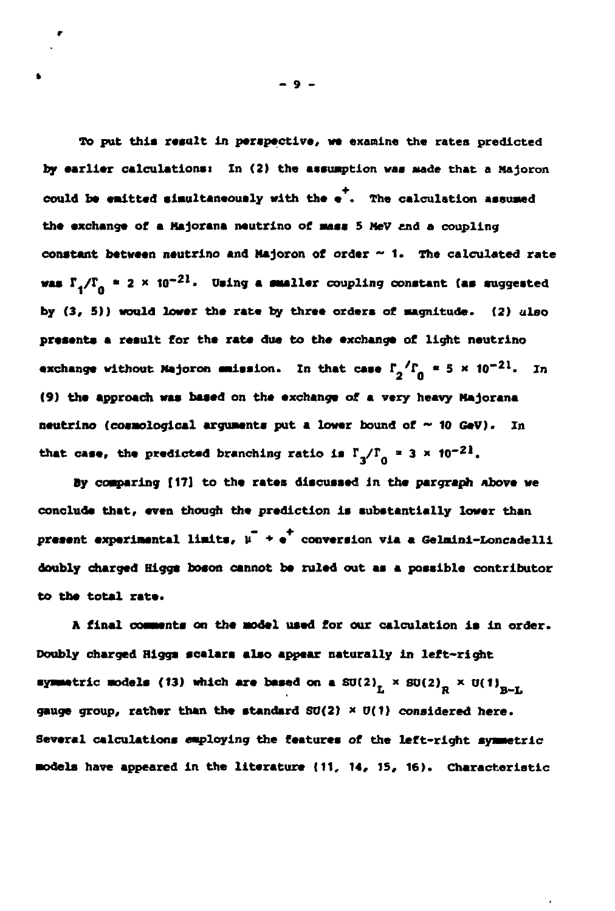To put this result in perspective, we examine the rates predicted by earlier calculations: In (2) the assumption was made that a Majoron could be emitted simultaneously with the $e^+$. The calculation assumed the exchange of a Majorana neutrino of mass 5 MeV and a coupling constant between neutrino and Majoron of order $\sim 1$. The calculated rate was $\Gamma_1/\Gamma_0 = 2 \times 10^{-21}$. Using a smaller coupling constant (as suggested by (3, 5)) would lower the rate by three orders of magnitude. (2) also presents a result for the rate due to the exchange of light neutrino exchange without Majoron emission. In that case $\Gamma_2/\Gamma_0 = 5 \times 10^{-21}$. In (9) the approach was based on the exchange of a very heavy Majorana neutrino (cosmological arguments put a lower bound of $\sim 10$ GeV). In that case, the predicted branching ratio is $\Gamma_3/\Gamma_0 = 3 \times 10^{-21}$.

By comparing [17] to the rates discussed in the pargraph above we conclude that, even though the prediction is substantially lower than present experimental limits, $\mu^- \to e^+$ conversion via a Gelmini-Loncadelli doubly charged Higgs boson cannot be ruled out as a possible contributor to the total rate.

A final comments on the model used for our calculation is in order. Doubly charged Higgs scalars also appear naturally in left-right symmetric models (13) which are based on a $SU(2)_L \times SU(2)_R \times U(1)_{B-L}$ gauge group, rather than the standard $SU(2) \times U(1)$ considered here. Several calculations employing the features of the left-right symmetric models have appeared in the literature (11, 14, 15, 16). Characteristic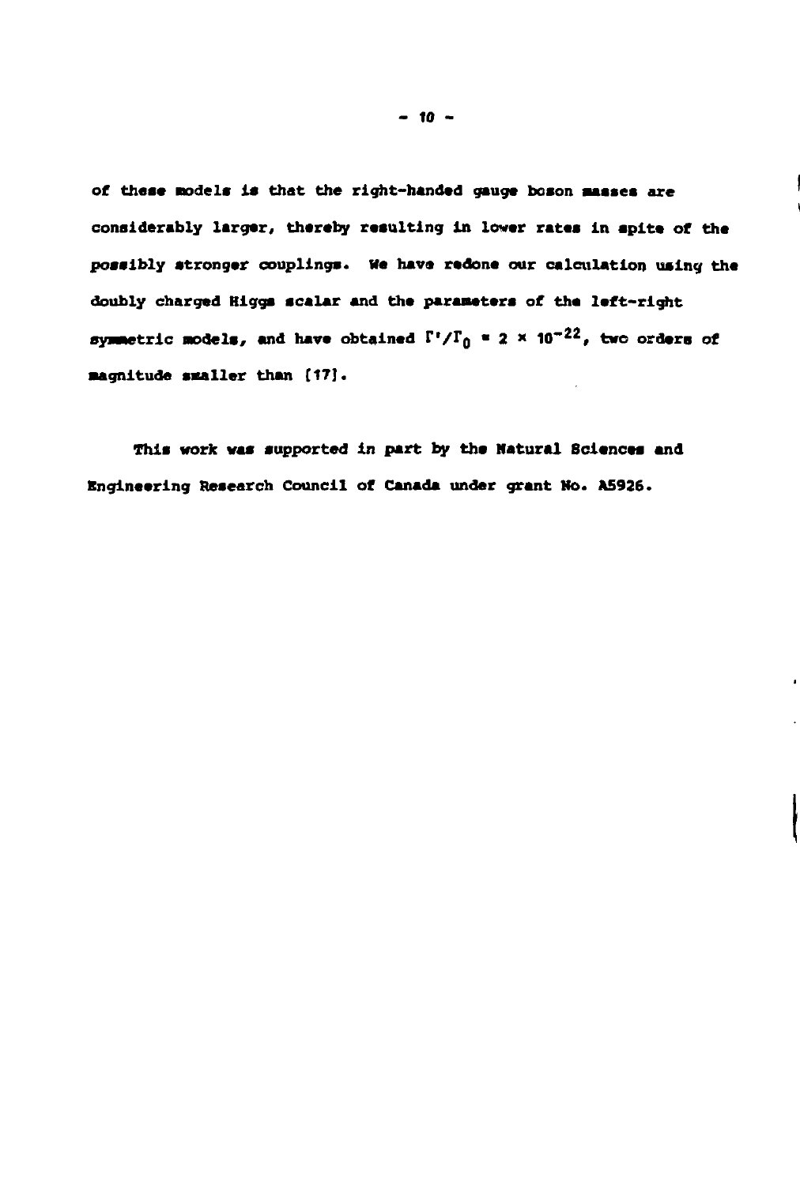of these models is that the right-handed gauge boson masses are considerably larger, thereby resulting in lower rates in spite of the possibly stronger couplings. We have redone our calculation using the doubly charged Higgs scalar and the parameters of the left-right symmetric models, and have obtained $\Gamma'/\Gamma_0 = 2 \times 10^{-22}$, two orders of magnitude smaller than [17].

This work was supported in part by the Natural Sciences and Engineering Research Council of Canada under grant No. A5926.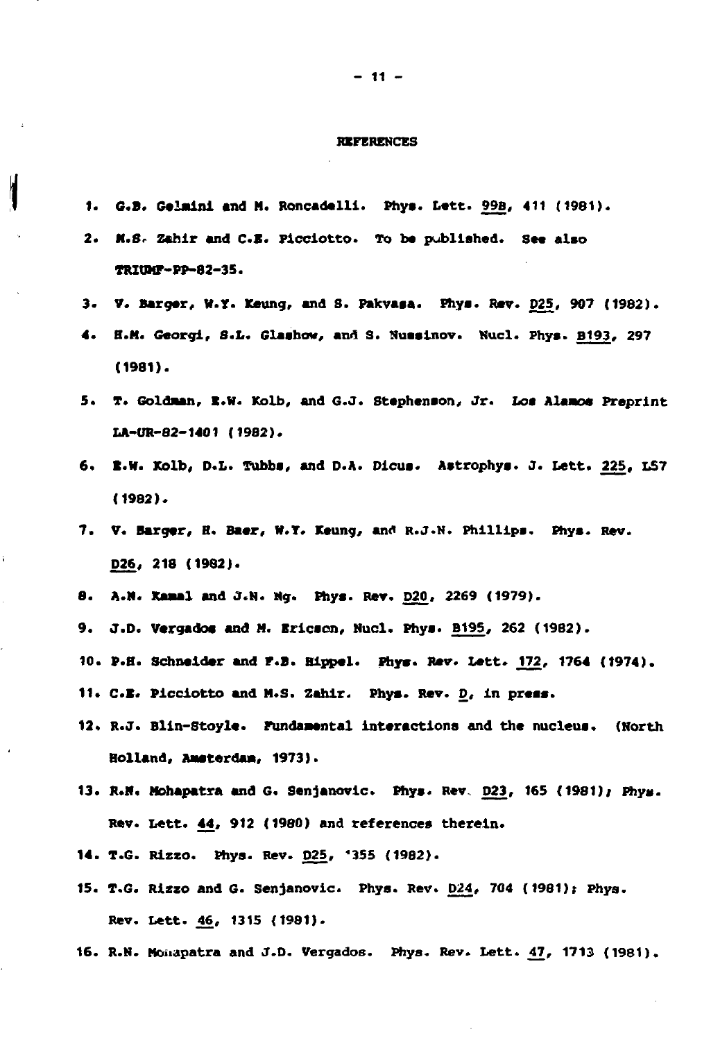## REFERENCES

1. G.B. Gelmini and M. Roncadelli. Phys. Lett. 99B, 411 (1981).
2. M.S. Zahir and C.E. Picciotto. To be published. See also TRIUMF-PP-82-35.
3. V. Barger, W.Y. Keung, and S. Pakvasa. Phys. Rev. D25, 907 (1982).
4. H.M. Georgi, S.L. Glashow, and S. Nussinov. Nucl. Phys. B193, 297 (1981).
5. T. Goldman, E.W. Kolb, and G.J. Stephenson, Jr. Los Alamos Preprint LA-UR-82-1401 (1982).
6. E.W. Kolb, D.L. Tubbs, and D.A. Dicus. Astrophys. J. Lett. 225, L57 (1982).
7. V. Barger, H. Baer, W.Y. Keung, and R.J.N. Phillips. Phys. Rev. D26, 218 (1982).
8. A.N. Kamal and J.N. Ng. Phys. Rev. D20, 2269 (1979).
9. J.D. Vergados and M. Ericson, Nucl. Phys. B195, 262 (1982).
10. P.H. Schneider and F.B. Hippel. Phys. Rev. Lett. 172, 1764 (1974).
11. C.E. Picciotto and M.S. Zahir. Phys. Rev. D, in press.
12. R.J. Blin-Stoyle. Fundamental interactions and the nucleus. (North Holland, Amsterdam, 1973).
13. R.N. Mohapatra and G. Senjanovic. Phys. Rev. D23, 165 (1981); Phys. Rev. Lett. 44, 912 (1980) and references therein.
14. T.G. Rizzo. Phys. Rev. D25, '355 (1982).
15. T.G. Rizzo and G. Senjanovic. Phys. Rev. D24, 704 (1981); Phys. Rev. Lett. 46, 1315 (1981).
16. R.N. Mohapatra and J.D. Vergados. Phys. Rev. Lett. 47, 1713 (1981).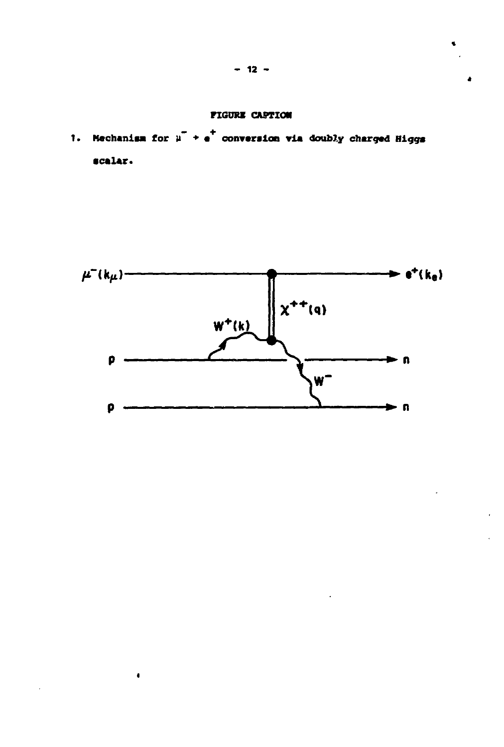## FIGURE CAPTION

1. Mechanism for $\mu^- \to e^+$ conversion via doubly charged Higgs scalar.

$\mu^-(k_\mu)$

$e^+(k_e)$

$\chi^{++}(q)$

$W^+(k)$

p

n

$W^-$

p

n